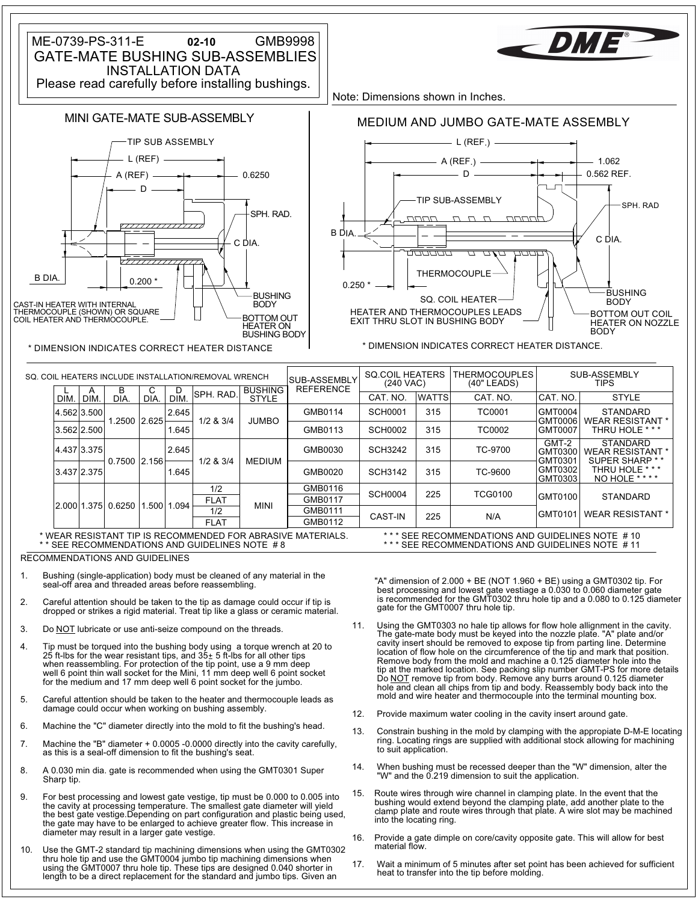ME-0739-PS-311-E **02-10** GMB9998

# GATE-MATE BUSHING SUB-ASSEMBLIES

## INSTALLATION DATA

Please read carefully before installing bushings.

DME®

Note: Dimensions shown in Inches.

### MINI GATE-MATE SUB-ASSEMBLY

TIP SUB ASSEMBLY

L (REF)

A (REF)

D

0.6250

SPH. RAD.

C DIA.

B DIA.

0.200 *

BUSHING BODY

CAST-IN HEATER WITH INTERNAL THERMOCOUPLE (SHOWN) OR SQUARE COIL HEATER AND THERMOCOUPLE.

BOTTOM OUT HEATER ON BUSHING BODY

\* DIMENSION INDICATES CORRECT HEATER DISTANCE

### MEDIUM AND JUMBO GATE-MATE ASSEMBLY

L (REF.)

A (REF.)

1.062

D

0.562 REF.

TIP SUB-ASSEMBLY

SPH. RAD

B DIA.

C DIA.

THERMOCOUPLE

0.250 *

BUSHING BODY

SQ. COIL HEATER

HEATER AND THERMOCOUPLES LEADS EXIT THRU SLOT IN BUSHING BODY

BOTTOM OUT COIL HEATER ON NOZZLE BODY

\* DIMENSION INDICATES CORRECT HEATER DISTANCE.

SQ. COIL HEATERS INCLUDE INSTALLATION/REMOVAL WRENCH

| L DIM. | A DIM. | B DIA. | C DIA. | D DIM. | SPH. RAD. | BUSHING STYLE | SUB-ASSEMBLY REFERENCE | SQ.COIL HEATERS (240 VAC) CAT. NO. | WATTS | THERMOCOUPLES (40" LEADS) CAT. NO. | SUB-ASSEMBLY TIPS CAT. NO. | STYLE |
|---|---|---|---|---|---|---|---|---|---|---|---|---|
| 4.562 | 3.500 | 1.2500 | 2.625 | 2.645 | 1/2 & 3/4 | JUMBO | GMB0114 | SCH0001 | 315 | TC0001 | GMT0004<br>GMT0006<br>GMT0007 | STANDARD<br>WEAR RESISTANT *<br>THRU HOLE * * * |
| 3.562 | 2.500 | | | 1.645 | | | GMB0113 | SCH0002 | 315 | TC0002 | | |
| 4.437 | 3.375 | 0.7500 | 2.156 | 2.645 | 1/2 & 3/4 | MEDIUM | GMB0030 | SCH3242 | 315 | TC-9700 | GMT-2<br>GMT0300<br>GMT0301<br>GMT0302<br>GMT0303 | STANDARD<br>WEAR RESISTANT *<br>SUPER SHARP * *<br>THRU HOLE * * *<br>NO HOLE * * * * |
| 3.437 | 2.375 | | | 1.645 | | | GMB0020 | SCH3142 | 315 | TC-9600 | | |
| 2.000 | 1.375 | 0.6250 | 1.500 | 1.094 | 1/2 | MINI | GMB0116 | SCH0004 | 225 | TCG0100 | GMT0100 | STANDARD |
| | | | | | FLAT | | GMB0117 | | | | | |
| | | | | | 1/2 | | GMB0111 | CAST-IN | 225 | N/A | GMT0101 | WEAR RESISTANT * |
| | | | | | FLAT | | GMB0112 | | | | | |

\* WEAR RESISTANT TIP IS RECOMMENDED FOR ABRASIVE MATERIALS.
\* * SEE RECOMMENDATIONS AND GUIDELINES NOTE # 8
\* * * SEE RECOMMENDATIONS AND GUIDELINES NOTE # 10
\* * * SEE RECOMMENDATIONS AND GUIDELINES NOTE # 11

### RECOMMENDATIONS AND GUIDELINES

1. Bushing (single-application) body must be cleaned of any material in the seal-off area and threaded areas before reassembling.
2. Careful attention should be taken to the tip as damage could occur if tip is dropped or strikes a rigid material. Treat tip like a glass or ceramic material.
3. Do NOT lubricate or use anti-seize compound on the threads.
4. Tip must be torqued into the bushing body using a torque wrench at 20 to 25 ft-lbs for the wear resistant tips, and 35± 5 ft-lbs for all other tips when reassembling. For protection of the tip point, use a 9 mm deep well 6 point thin wall socket for the Mini, 11 mm deep well 6 point socket for the medium and 17 mm deep well 6 point socket for the jumbo.
5. Careful attention should be taken to the heater and thermocouple leads as damage could occur when working on bushing assembly.
6. Machine the "C" diameter directly into the mold to fit the bushing's head.
7. Machine the "B" diameter + 0.0005 -0.0000 directly into the cavity carefully, as this is a seal-off dimension to fit the bushing's seat.
8. A 0.030 min dia. gate is recommended when using the GMT0301 Super Sharp tip.
9. For best processing and lowest gate vestige, tip must be 0.000 to 0.005 into the cavity at processing temperature. The smallest gate diameter will yield the best gate vestige.Depending on part configuration and plastic being used, the gate may have to be enlarged to achieve greater flow. This increase in diameter may result in a larger gate vestige.
10. Use the GMT-2 standard tip machining dimensions when using the GMT0302 thru hole tip and use the GMT0004 jumbo tip machining dimensions when using the GMT0007 thru hole tip. These tips are designed 0.040 shorter in length to be a direct replacement for the standard and jumbo tips. Given an "A" dimension of 2.000 + BE (NOT 1.960 + BE) using a GMT0302 tip. For best processing and lowest gate vestiage a 0.030 to 0.060 diameter gate is recommended for the GMT0302 thru hole tip and a 0.080 to 0.125 diameter gate for the GMT0007 thru hole tip.
11. Using the GMT0303 no hale tip allows for flow hole allignment in the cavity. The gate-mate body must be keyed into the nozzle plate. "A" plate and/or cavity insert should be removed to expose tip from parting line. Determine location of flow hole on the circumference of the tip and mark that position. Remove body from the mold and machine a 0.125 diameter hole into the tip at the marked location. See packing slip number GMT-PS for more details Do NOT remove tip from body. Remove any burrs around 0.125 diameter hole and clean all chips from tip and body. Reassembly body back into the mold and wire heater and thermocouple into the terminal mounting box.
12. Provide maximum water cooling in the cavity insert around gate.
13. Constrain bushing in the mold by clamping with the appropiate D-M-E locating ring. Locating rings are supplied with additional stock allowing for machining to suit application.
14. When bushing must be recessed deeper than the "W" dimension, alter the "W" and the 0.219 dimension to suit the application.
15. Route wires through wire channel in clamping plate. In the event that the bushing would extend beyond the clamping plate, add another plate to the clamp plate and route wires through that plate. A wire slot may be machined into the locating ring.
16. Provide a gate dimple on core/cavity opposite gate. This will allow for best material flow.
17. Wait a minimum of 5 minutes after set point has been achieved for sufficient heat to transfer into the tip before molding.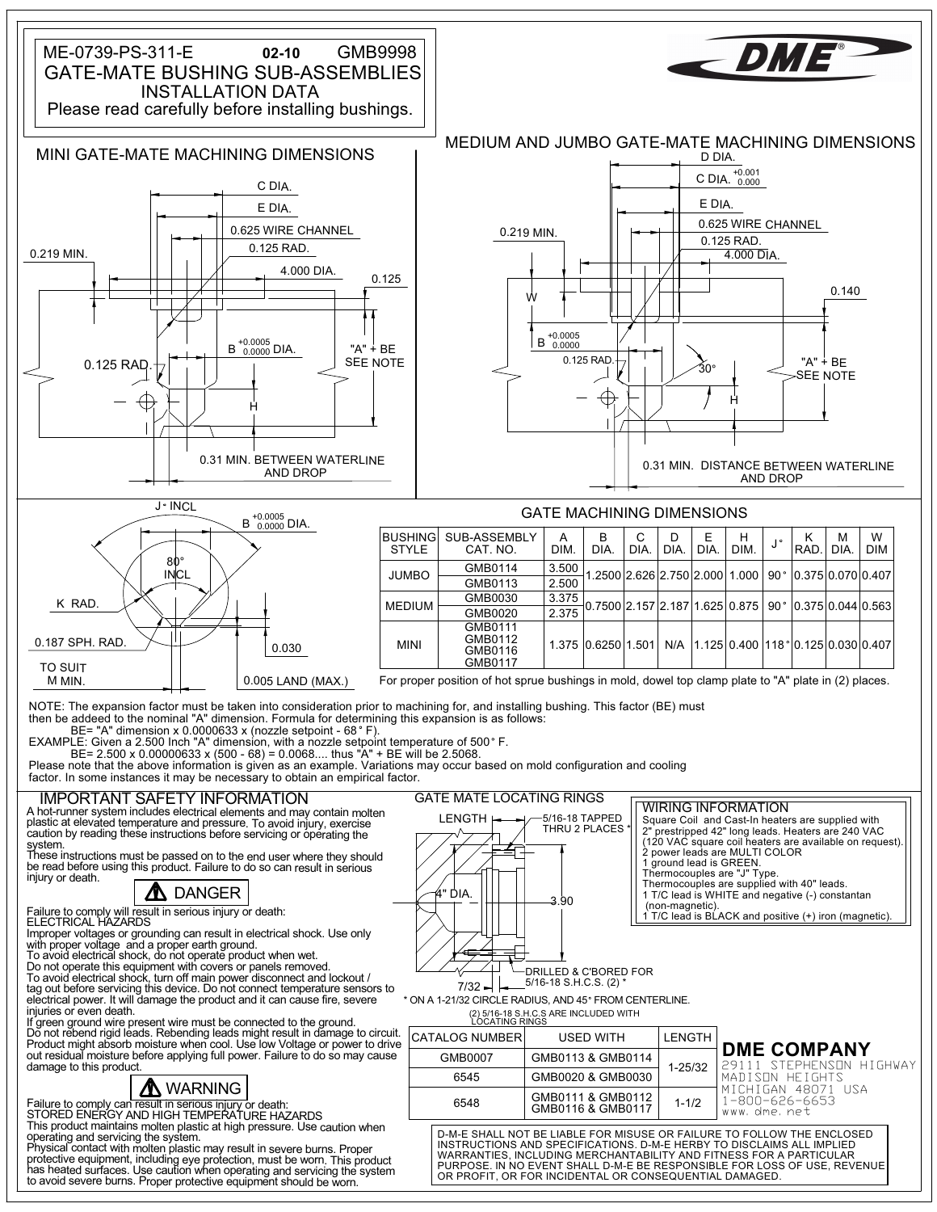ME-0739-PS-311-E **02-10** GMB9998

# GATE-MATE BUSHING SUB-ASSEMBLIES INSTALLATION DATA

Please read carefully before installing bushings.

DME®

## MINI GATE-MATE MACHINING DIMENSIONS

C DIA.
E DIA.
0.625 WIRE CHANNEL
0.125 RAD.
4.000 DIA.
0.219 MIN.
0.125
B $^{+0.0005}_{0.0000}$ DIA.
"A" + BE SEE NOTE
0.125 RAD.
H
0.31 MIN. BETWEEN WATERLINE AND DROP

## MEDIUM AND JUMBO GATE-MATE MACHINING DIMENSIONS

D DIA.
C DIA. $^{+0.001}_{0.000}$
E DIA.
0.625 WIRE CHANNEL
0.125 RAD.
4.000 DIA.
0.219 MIN.
W
0.140
B $^{+0.0005}_{0.0000}$
0.125 RAD.
30°
"A" + BE SEE NOTE
H
0.31 MIN. DISTANCE BETWEEN WATERLINE AND DROP

J° INCL
B $^{+0.0005}_{0.0000}$ DIA.
80° INCL
K RAD.
0.187 SPH. RAD.
0.030
TO SUIT M MIN.
0.005 LAND (MAX.)

## GATE MACHINING DIMENSIONS

| BUSHING STYLE | SUB-ASSEMBLY CAT. NO. | A DIM. | B DIA. | C DIA. | D DIA. | E DIA. | H DIM. | J° | K RAD. | M DIA. | W DIM |
|---|---|---|---|---|---|---|---|---|---|---|---|
| JUMBO | GMB0114 | 3.500 | 1.2500 | 2.626 | 2.750 | 2.000 | 1.000 | 90° | 0.375 | 0.070 | 0.407 |
| | GMB0113 | 2.500 | | | | | | | | | |
| MEDIUM | GMB0030 | 3.375 | 0.7500 | 2.157 | 2.187 | 1.625 | 0.875 | 90° | 0.375 | 0.044 | 0.563 |
| | GMB0020 | 2.375 | | | | | | | | | |
| MINI | GMB0111 GMB0112 GMB0116 GMB0117 | 1.375 | 0.6250 | 1.501 | N/A | 1.125 | 0.400 | 118° | 0.125 | 0.030 | 0.407 |

For proper position of hot sprue bushings in mold, dowel top clamp plate to "A" plate in (2) places.

NOTE: The expansion factor must be taken into consideration prior to machining for, and installing bushing. This factor (BE) must then be addeed to the nominal "A" dimension. Formula for determining this expansion is as follows:

BE= "A" dimension x 0.0000633 x (nozzle setpoint - 68° F).

EXAMPLE: Given a 2.500 Inch "A" dimension, with a nozzle setpoint temperature of 500° F.

BE= 2.500 x 0.00000633 x (500 - 68) = 0.0068.... thus "A" + BE will be 2.5068.

Please note that the above information is given as an example. Variations may occur based on mold configuration and cooling factor. In some instances it may be necessary to obtain an empirical factor.

## IMPORTANT SAFETY INFORMATION

A hot-runner system includes electrical elements and may contain molten plastic at elevated temperature and pressure. To avoid injury, exercise caution by reading these instructions before servicing or operating the system.

These instructions must be passed on to the end user where they should be read before using this product. Failure to do so can result in serious injury or death.

**⚠ DANGER**

Failure to comply will result in serious injury or death:
ELECTRICAL HAZARDS
Improper voltages or grounding can result in electrical shock. Use only with proper voltage and a proper earth ground.
To avoid electrical shock, do not operate product when wet.
Do not operate this equipment with covers or panels removed.
To avoid electrical shock, turn off main power disconnect and lockout / tag out before servicing this device. Do not connect temperature sensors to electrical power. It will damage the product and it can cause fire, severe injuries or even death.
If green ground wire present wire must be connected to the ground.
Do not rebend rigid leads. Rebending leads might result in damage to circuit. Product might absorb moisture when cool. Use low Voltage or power to drive out residual moisture before applying full power. Failure to do so may cause damage to this product.

**⚠ WARNING**

Failure to comply can result in serious injury or death:
STORED ENERGY AND HIGH TEMPERATURE HAZARDS
This product maintains molten plastic at high pressure. Use caution when operating and servicing the system.
Physical contact with molten plastic may result in severe burns. Proper protective equipment, including eye protection, must be worn. This product has heated surfaces. Use caution when operating and servicing the system to avoid severe burns. Proper protective equipment should be worn.

## GATE MATE LOCATING RINGS

LENGTH
5/16-18 TAPPED THRU 2 PLACES *
4" DIA.
3.90
7/32
DRILLED & C'BORED FOR 5/16-18 S.H.C.S. (2) *

* ON A 1-21/32 CIRCLE RADIUS, AND 45° FROM CENTERLINE.

(2) 5/16-18 S.H.C.S ARE INCLUDED WITH LOCATING RINGS

| CATALOG NUMBER | USED WITH | LENGTH |
|---|---|---|
| GMB0007 | GMB0113 & GMB0114 | 1-25/32 |
| 6545 | GMB0020 & GMB0030 | |
| 6548 | GMB0111 & GMB0112 GMB0116 & GMB0117 | 1-1/2 |

## WIRING INFORMATION

Square Coil and Cast-In heaters are supplied with 2" prestripped 42" long leads. Heaters are 240 VAC (120 VAC square coil heaters are available on request).
2 power leads are MULTI COLOR
1 ground lead is GREEN.
Thermocouples are "J" Type.
Thermocouples are supplied with 40" leads.
1 T/C lead is WHITE and negative (-) constantan (non-magnetic).
1 T/C lead is BLACK and positive (+) iron (magnetic).

**DME COMPANY**
29111 STEPHENSON HIGHWAY
MADISON HEIGHTS
MICHIGAN 48071 USA
1-800-626-6653
www.dme.net

D-M-E SHALL NOT BE LIABLE FOR MISUSE OR FAILURE TO FOLLOW THE ENCLOSED INSTRUCTIONS AND SPECIFICATIONS. D-M-E HERBY TO DISCLAIMS ALL IMPLIED WARRANTIES, INCLUDING MERCHANTABILITY AND FITNESS FOR A PARTICULAR PURPOSE. IN NO EVENT SHALL D-M-E BE RESPONSIBLE FOR LOSS OF USE, REVENUE OR PROFIT, OR FOR INCIDENTAL OR CONSEQUENTIAL DAMAGED.